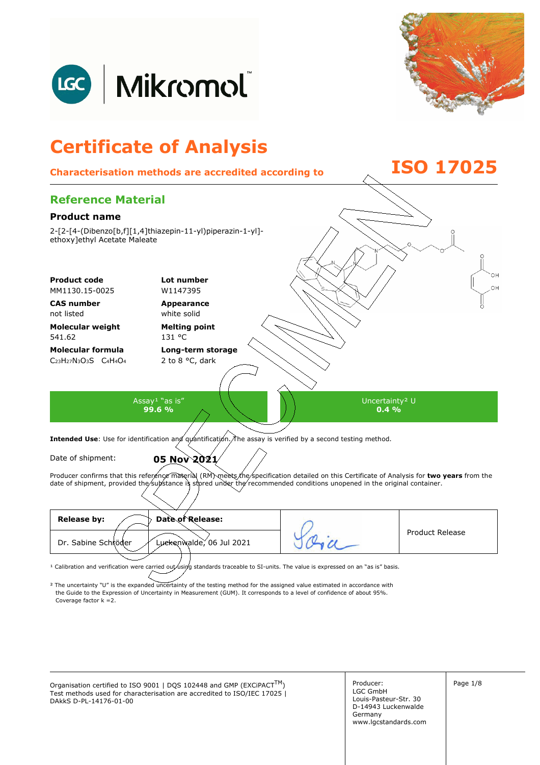# Certificate of Analysis

**Characterisation methods are accredited according to ISO 17025**

## Reference Material

### Product name

2-[2-[4-(Dibenzo[b,f][1,4]thiazepin-11-yl)piperazin-1-yl]-ethoxy]ethyl Acetate Maleate

| | |
|---|---|
| **Product code**<br>MM1130.15-0025 | **Lot number**<br>W1147395 |
| **CAS number**<br>not listed | **Appearance**<br>white solid |
| **Molecular weight**<br>541.62 | **Melting point**<br>131 °C |
| **Molecular formula**<br>$C_{23}H_{27}N_3O_3S$ $C_4H_4O_4$ | **Long-term storage**<br>2 to 8 °C, dark |

| Assay[1] "as is" | Uncertainty[2] U |
|---|---|
| **99.6 %** | **0.4 %** |

**Intended Use**: Use for identification and quantification. The assay is verified by a second testing method.

Date of shipment: **05 Nov 2021**

Producer confirms that this reference material (RM) meets the specification detailed on this Certificate of Analysis for **two years** from the date of shipment, provided the substance is stored under the recommended conditions unopened in the original container.

| **Release by:** | **Date of Release:** | | |
|---|---|---|---|
| Dr. Sabine Schröder | Luckenwalde, 06 Jul 2021 | | Product Release |

[1] Calibration and verification were carried out using standards traceable to SI-units. The value is expressed on an "as is" basis.

[2] The uncertainty "U" is the expanded uncertainty of the testing method for the assigned value estimated in accordance with the Guide to the Expression of Uncertainty in Measurement (GUM). It corresponds to a level of confidence of about 95%. Coverage factor k =2.

Organisation certified to ISO 9001 | DQS 102448 and GMP (EXCiPACT™)
Test methods used for characterisation are accredited to ISO/IEC 17025 | DAkkS D-PL-14176-01-00

Producer:
LGC GmbH
Louis-Pasteur-Str. 30
D-14943 Luckenwalde
Germany
www.lgcstandards.com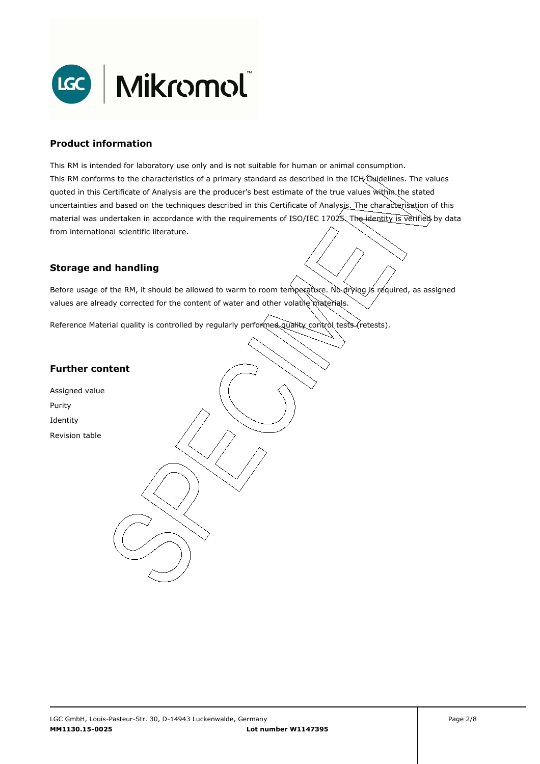## Product information

This RM is intended for laboratory use only and is not suitable for human or animal consumption.
This RM conforms to the characteristics of a primary standard as described in the ICH Guidelines. The values quoted in this Certificate of Analysis are the producer's best estimate of the true values within the stated uncertainties and based on the techniques described in this Certificate of Analysis. The characterisation of this material was undertaken in accordance with the requirements of ISO/IEC 17025. The identity is verified by data from international scientific literature.

## Storage and handling

Before usage of the RM, it should be allowed to warm to room temperature. No drying is required, as assigned values are already corrected for the content of water and other volatile materials.

Reference Material quality is controlled by regularly performed quality control tests (retests).

## Further content

Assigned value
Purity
Identity
Revision table

LGC GmbH, Louis-Pasteur-Str. 30, D-14943 Luckenwalde, Germany
**MM1130.15-0025** **Lot number W1147395**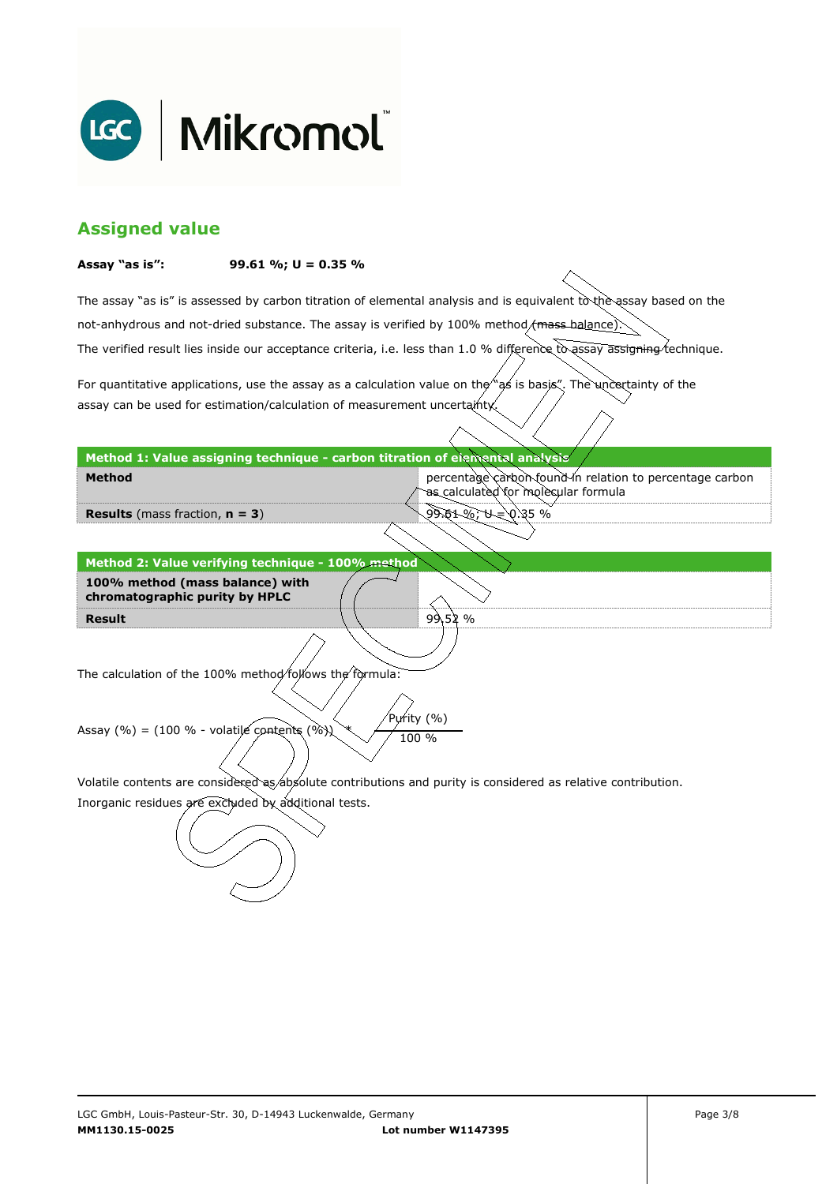## Assigned value

**Assay "as is":** **99.61 %; U = 0.35 %**

The assay "as is" is assessed by carbon titration of elemental analysis and is equivalent to the assay based on the not-anhydrous and not-dried substance. The assay is verified by 100% method (mass balance).
The verified result lies inside our acceptance criteria, i.e. less than 1.0 % difference to assay assigning technique.

For quantitative applications, use the assay as a calculation value on the "as is basis". The uncertainty of the assay can be used for estimation/calculation of measurement uncertainty.

| Method 1: Value assigning technique - carbon titration of elemental analysis | |
|---|---|
| **Method** | percentage carbon found in relation to percentage carbon as calculated for molecular formula |
| **Results** (mass fraction, **n = 3**) | 99.61 %; U = 0.35 % |

| Method 2: Value verifying technique - 100% method | |
|---|---|
| **100% method (mass balance) with chromatographic purity by HPLC** | |
| **Result** | 99.52 % |

The calculation of the 100% method follows the formula:

$$\text{Assay (\%)} = (100\ \% - \text{volatile contents (\%)}) \ast \frac{\text{Purity (\%)}}{100\ \%}$$

Volatile contents are considered as absolute contributions and purity is considered as relative contribution.
Inorganic residues are excluded by additional tests.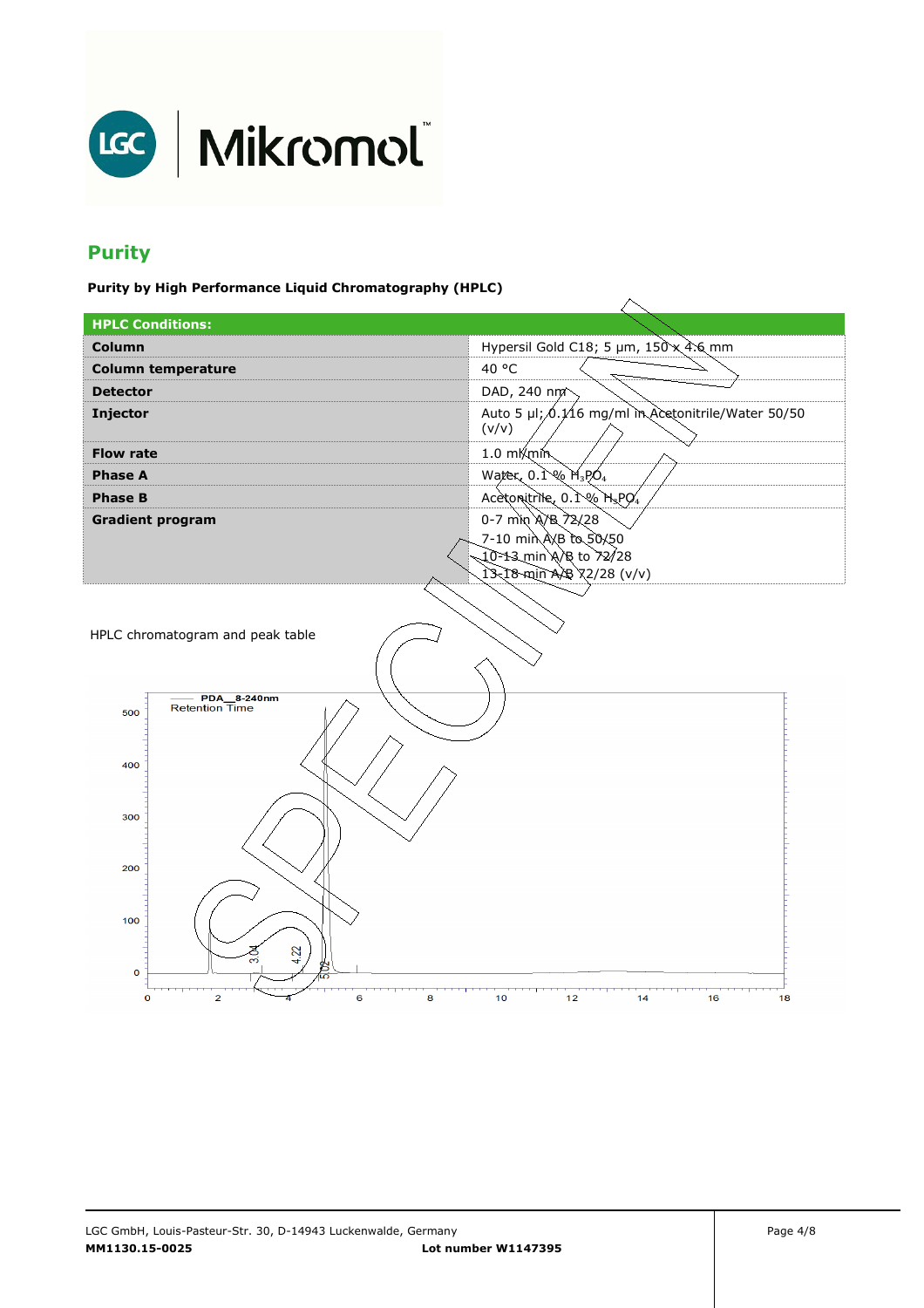## Purity

**Purity by High Performance Liquid Chromatography (HPLC)**

| HPLC Conditions: | |
|---|---|
| **Column** | Hypersil Gold C18; 5 µm, 150 x 4.6 mm |
| **Column temperature** | 40 °C |
| **Detector** | DAD, 240 nm |
| **Injector** | Auto 5 µl; 0.116 mg/ml in Acetonitrile/Water 50/50 (v/v) |
| **Flow rate** | 1.0 ml/min |
| **Phase A** | Water, 0.1 % $H_3PO_4$ |
| **Phase B** | Acetonitrile, 0.1 % $H_3PO_4$ |
| **Gradient program** | 0-7 min A/B 72/28<br>7-10 min A/B to 50/50<br>10-13 min A/B to 72/28<br>13-18 min A/B 72/28 (v/v) |

HPLC chromatogram and peak table

PDA_8-240nm
Retention Time

3.04
4.22
5.02

SPECIMEN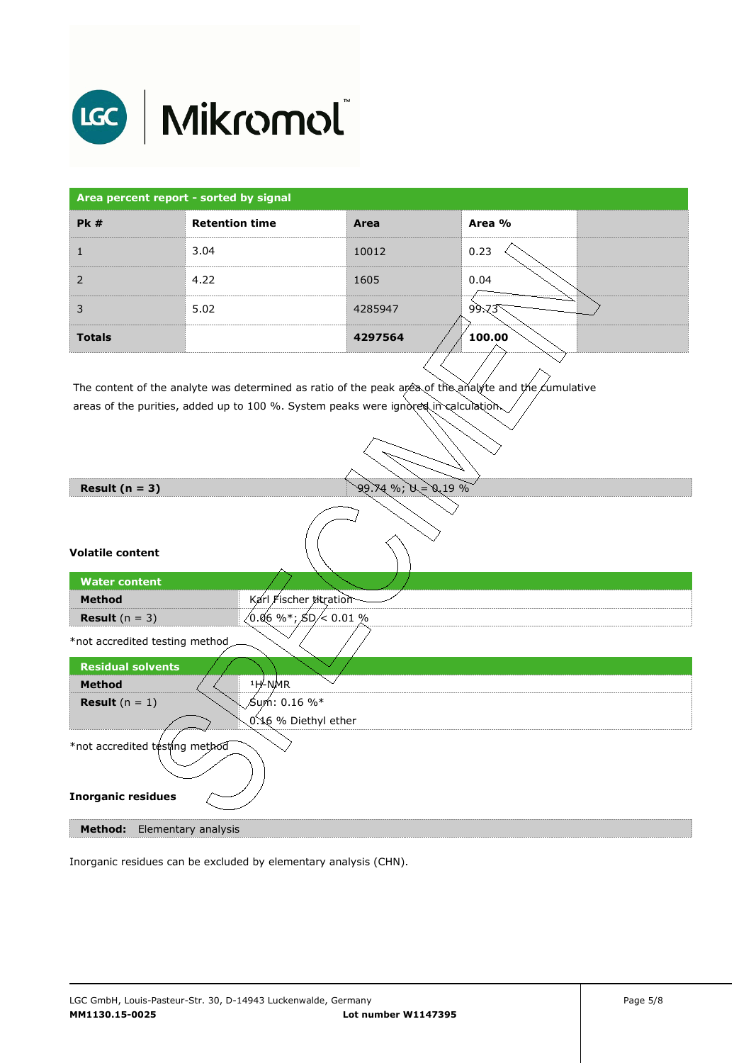| Area percent report - sorted by signal | | | | |
|---|---|---|---|---|
| **Pk #** | **Retention time** | **Area** | **Area %** | |
| 1 | 3.04 | 10012 | 0.23 | |
| 2 | 4.22 | 1605 | 0.04 | |
| 3 | 5.02 | 4285947 | 99.73 | |
| **Totals** | | **4297564** | **100.00** | |

The content of the analyte was determined as ratio of the peak area of the analyte and the cumulative areas of the purities, added up to 100 %. System peaks were ignored in calculation.

| **Result (n = 3)** | 99.74 %; U = 0.19 % |
|---|---|

**Volatile content**

| Water content | |
|---|---|
| **Method** | Karl Fischer titration |
| **Result** (n = 3) | 0.06 %*; SD < 0.01 % |

*not accredited testing method

| Residual solvents | |
|---|---|
| **Method** | $^{1}$H-NMR |
| **Result** (n = 1) | Sum: 0.16 %*<br>0.16 % Diethyl ether |

*not accredited testing method

**Inorganic residues**

**Method:** Elementary analysis

Inorganic residues can be excluded by elementary analysis (CHN).

LGC GmbH, Louis-Pasteur-Str. 30, D-14943 Luckenwalde, Germany
**MM1130.15-0025** **Lot number W1147395**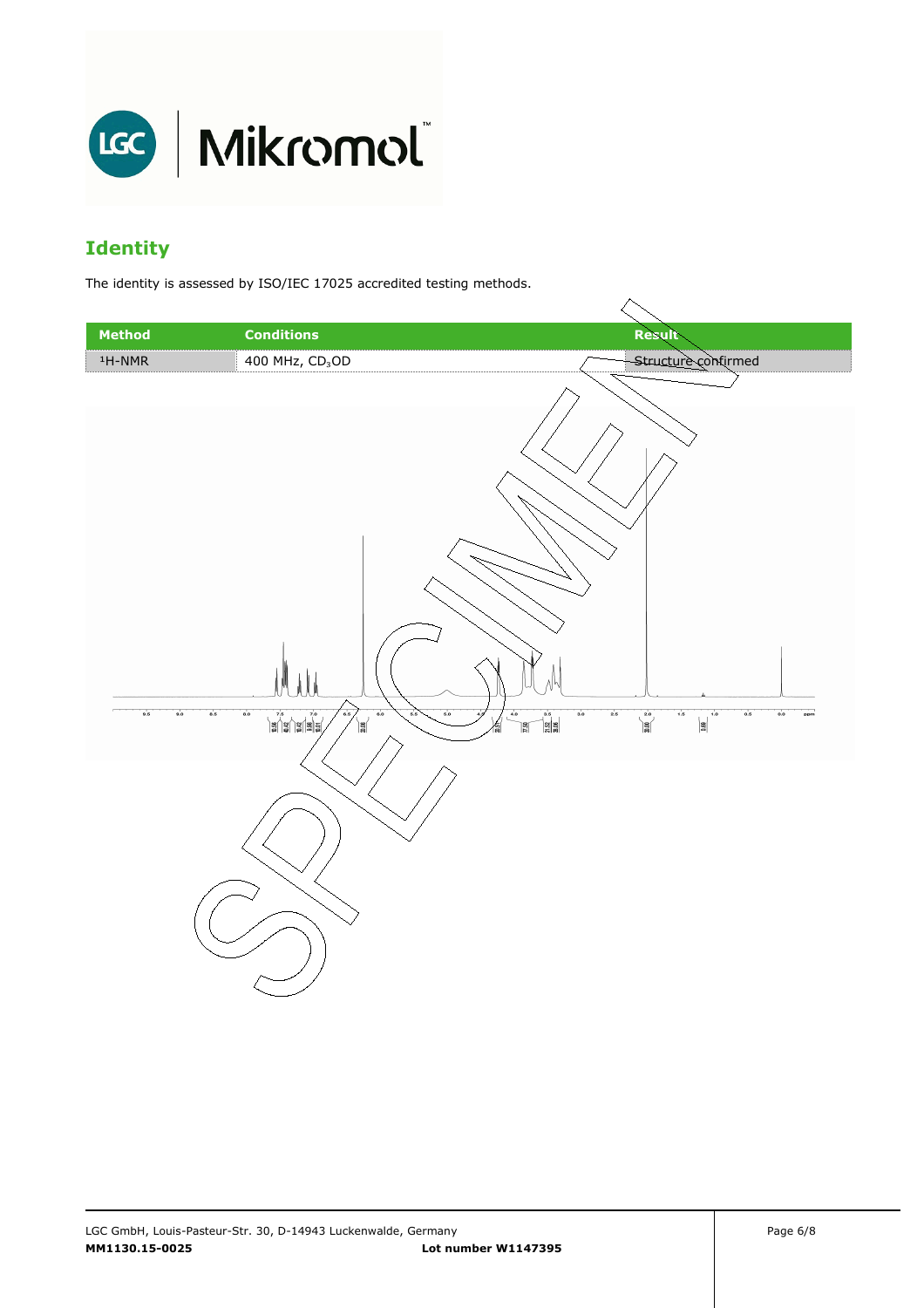## Identity

The identity is assessed by ISO/IEC 17025 accredited testing methods.

| Method | Conditions | Result |
| --- | --- | --- |
| $^1$H-NMR | 400 MHz, $CD_3OD$ | Structure confirmed |

LGC GmbH, Louis-Pasteur-Str. 30, D-14943 Luckenwalde, Germany
**MM1130.15-0025** **Lot number W1147395**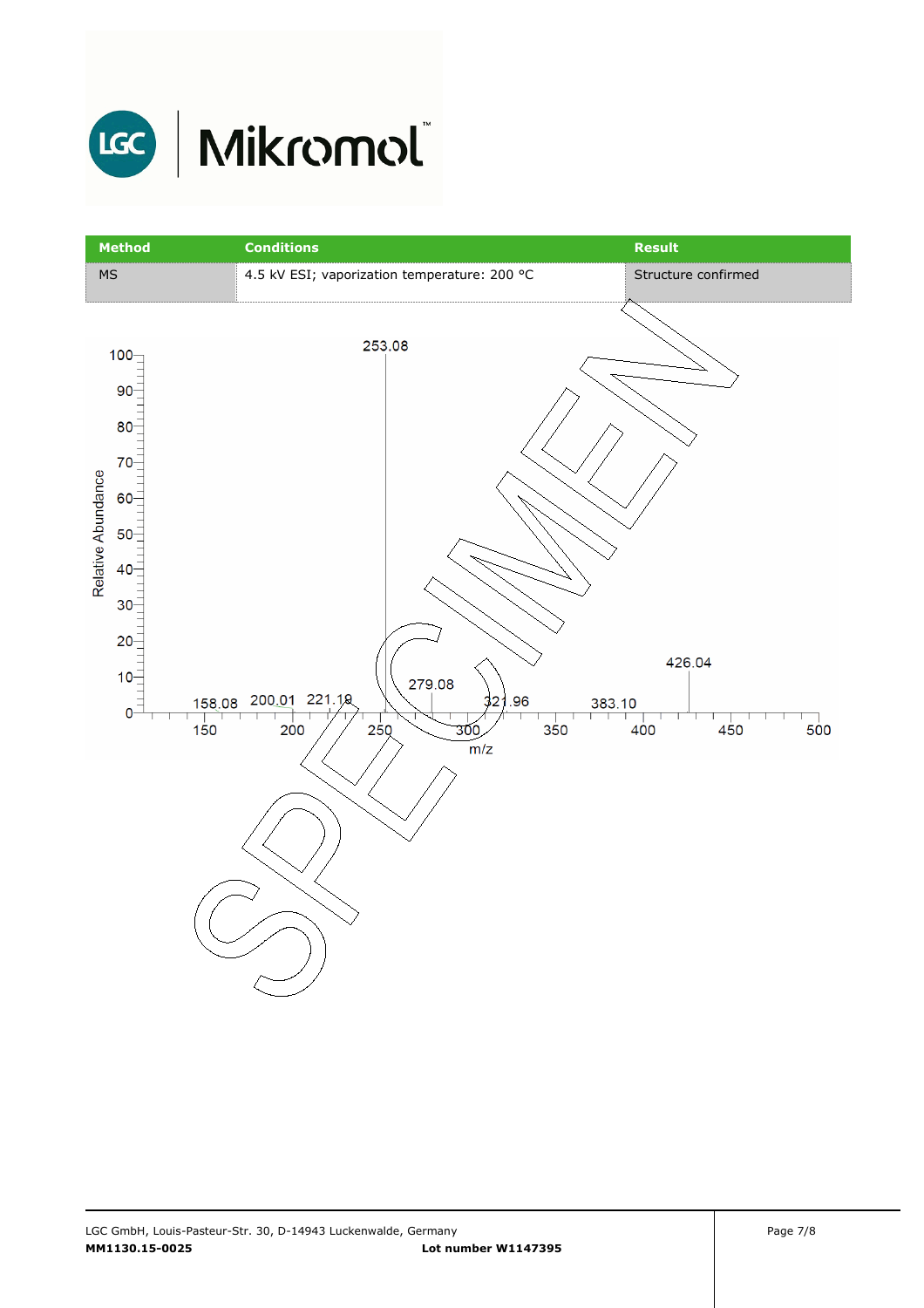| Method | Conditions | Result |
|---|---|---|
| MS | 4.5 kV ESI; vaporization temperature: 200 °C | Structure confirmed |

Relative Abundance

m/z

253.08

426.04

279.08

158.08 200.01 221.10 321.96 383.10

SPECIMEN

LGC GmbH, Louis-Pasteur-Str. 30, D-14943 Luckenwalde, Germany

**MM1130.15-0025** **Lot number W1147395**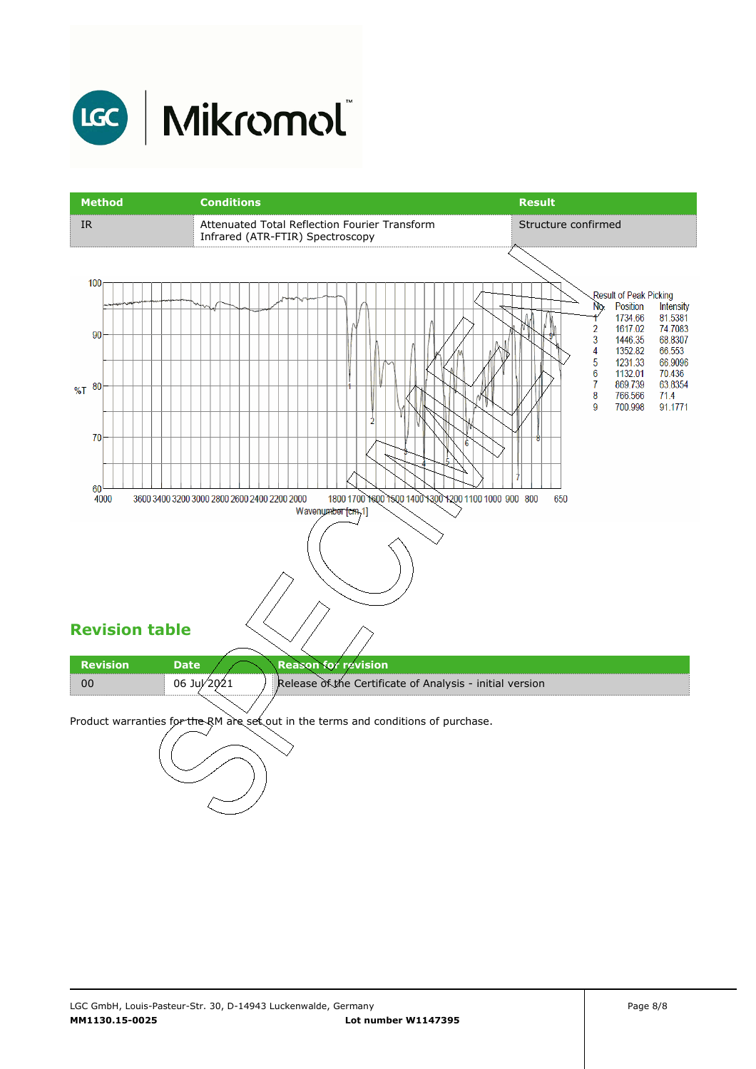| Method | Conditions | Result |
|---|---|---|
| IR | Attenuated Total Reflection Fourier Transform Infrared (ATR-FTIR) Spectroscopy | Structure confirmed |

100
90
%T 80
70
60
4000 3600 3400 3200 3000 2800 2600 2400 2200 2000 1800 1700 1600 1500 1400 1300 1200 1100 1000 900 800 650
Wavenumber [cm-1]

Result of Peak Picking

No. Position Intensity
1 1734.66 81.5381
2 1617.02 74.7083
3 1446.35 68.8307
4 1352.82 66.553
5 1231.33 66.9096
6 1132.01 70.436
7 869.739 63.6354
8 766.566 71.4
9 700.998 91.1771

SPECIMEN

## Revision table

| Revision | Date | Reason for revision |
|---|---|---|
| 00 | 06 Jul 2021 | Release of the Certificate of Analysis - initial version |

Product warranties for the RM are set out in the terms and conditions of purchase.

LGC GmbH, Louis-Pasteur-Str. 30, D-14943 Luckenwalde, Germany
**MM1130.15-0025** **Lot number W1147395**